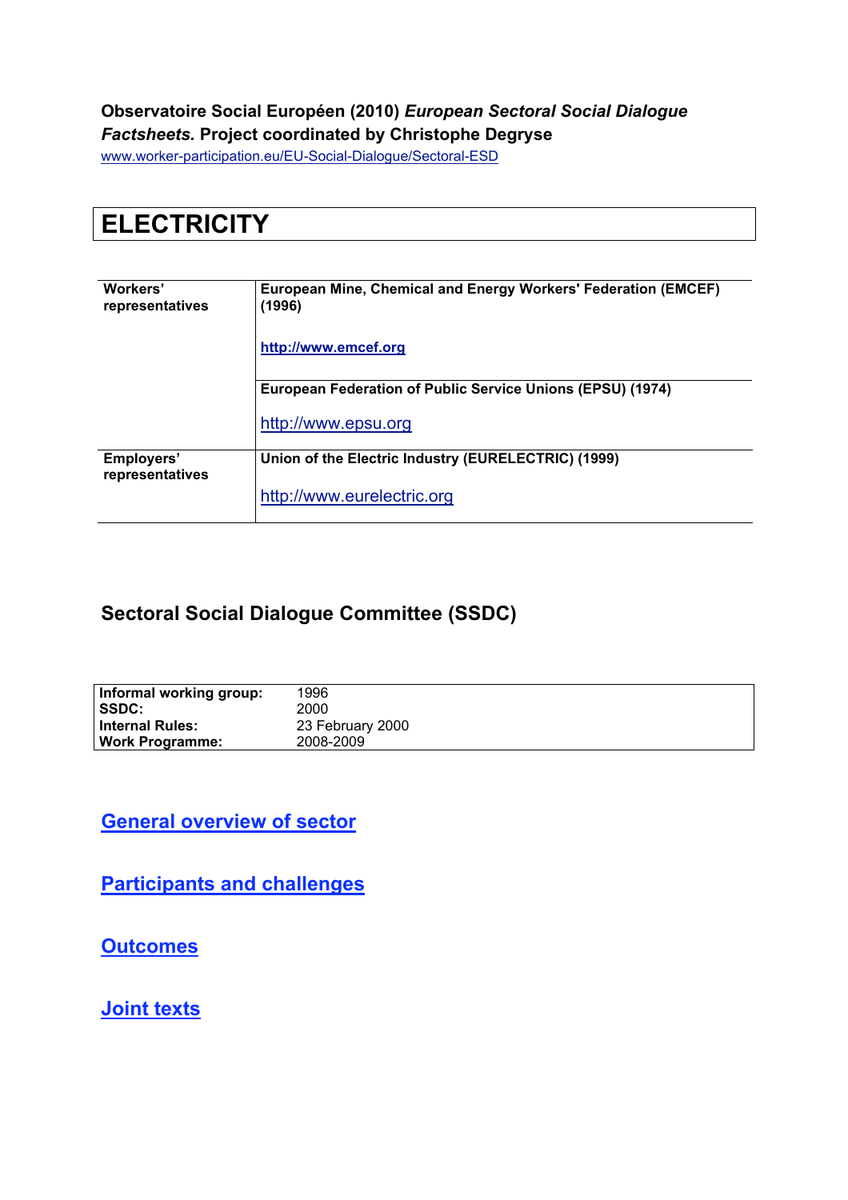**Observatoire Social Européen (2010) *European Sectoral Social Dialogue Factsheets.* Project coordinated by Christophe Degryse**

www.worker-participation.eu/EU-Social-Dialogue/Sectoral-ESD

# ELECTRICITY

| | |
|---|---|
| **Workers' representatives** | **European Mine, Chemical and Energy Workers' Federation (EMCEF) (1996)**<br><br>**http://www.emcef.org** |
| | **European Federation of Public Service Unions (EPSU) (1974)**<br><br>http://www.epsu.org |
| **Employers' representatives** | **Union of the Electric Industry (EURELECTRIC) (1999)**<br><br>http://www.eurelectric.org |

## Sectoral Social Dialogue Committee (SSDC)

| | |
|---|---|
| **Informal working group:** | 1996 |
| **SSDC:** | 2000 |
| **Internal Rules:** | 23 February 2000 |
| **Work Programme:** | 2008-2009 |

## General overview of sector

## Participants and challenges

## Outcomes

## Joint texts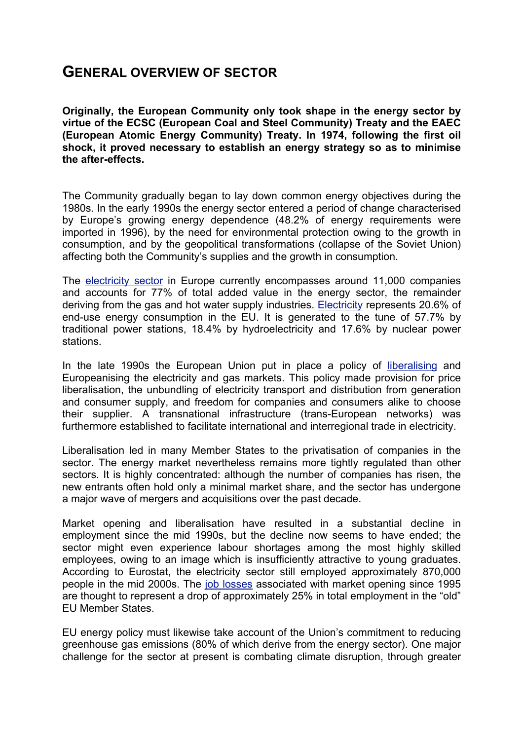# GENERAL OVERVIEW OF SECTOR

**Originally, the European Community only took shape in the energy sector by virtue of the ECSC (European Coal and Steel Community) Treaty and the EAEC (European Atomic Energy Community) Treaty. In 1974, following the first oil shock, it proved necessary to establish an energy strategy so as to minimise the after-effects.**

The Community gradually began to lay down common energy objectives during the 1980s. In the early 1990s the energy sector entered a period of change characterised by Europe's growing energy dependence (48.2% of energy requirements were imported in 1996), by the need for environmental protection owing to the growth in consumption, and by the geopolitical transformations (collapse of the Soviet Union) affecting both the Community's supplies and the growth in consumption.

The electricity sector in Europe currently encompasses around 11,000 companies and accounts for 77% of total added value in the energy sector, the remainder deriving from the gas and hot water supply industries. Electricity represents 20.6% of end-use energy consumption in the EU. It is generated to the tune of 57.7% by traditional power stations, 18.4% by hydroelectricity and 17.6% by nuclear power stations.

In the late 1990s the European Union put in place a policy of liberalising and Europeanising the electricity and gas markets. This policy made provision for price liberalisation, the unbundling of electricity transport and distribution from generation and consumer supply, and freedom for companies and consumers alike to choose their supplier. A transnational infrastructure (trans-European networks) was furthermore established to facilitate international and interregional trade in electricity.

Liberalisation led in many Member States to the privatisation of companies in the sector. The energy market nevertheless remains more tightly regulated than other sectors. It is highly concentrated: although the number of companies has risen, the new entrants often hold only a minimal market share, and the sector has undergone a major wave of mergers and acquisitions over the past decade.

Market opening and liberalisation have resulted in a substantial decline in employment since the mid 1990s, but the decline now seems to have ended; the sector might even experience labour shortages among the most highly skilled employees, owing to an image which is insufficiently attractive to young graduates. According to Eurostat, the electricity sector still employed approximately 870,000 people in the mid 2000s. The job losses associated with market opening since 1995 are thought to represent a drop of approximately 25% in total employment in the "old" EU Member States.

EU energy policy must likewise take account of the Union's commitment to reducing greenhouse gas emissions (80% of which derive from the energy sector). One major challenge for the sector at present is combating climate disruption, through greater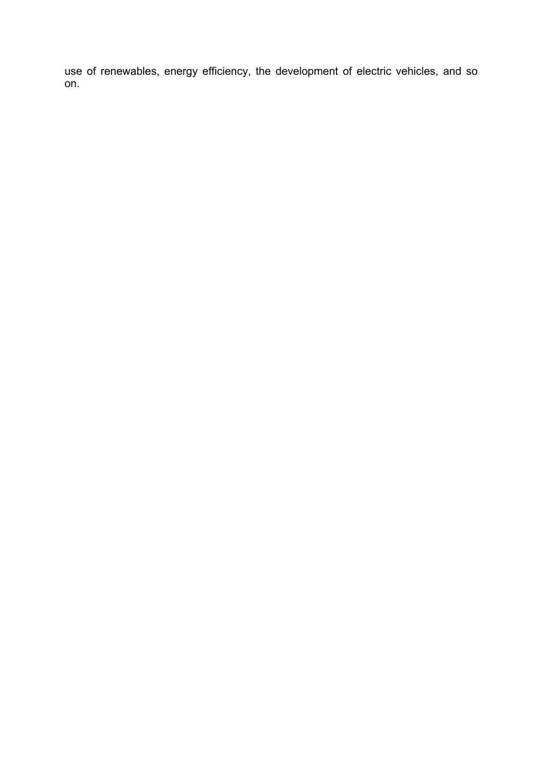use of renewables, energy efficiency, the development of electric vehicles, and so on.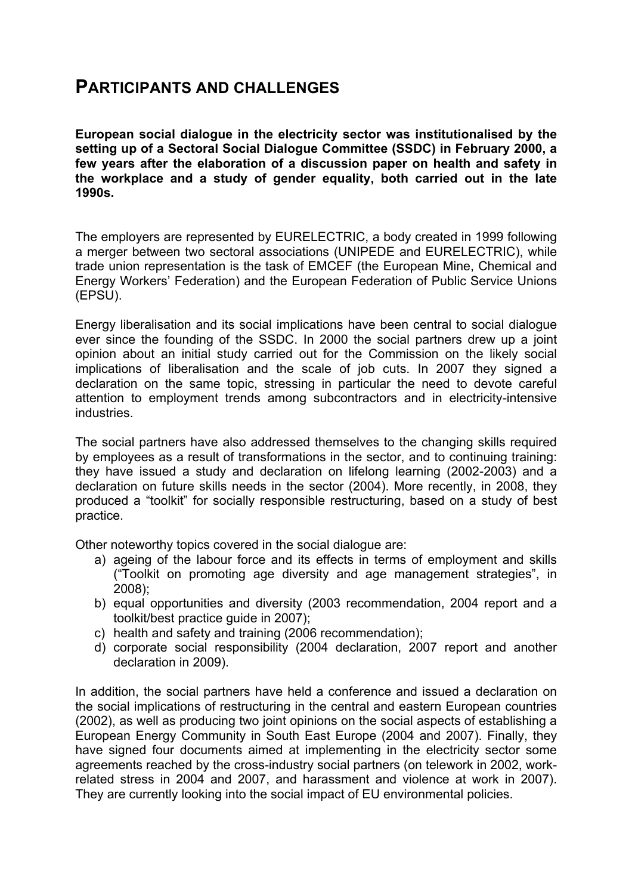# PARTICIPANTS AND CHALLENGES

**European social dialogue in the electricity sector was institutionalised by the setting up of a Sectoral Social Dialogue Committee (SSDC) in February 2000, a few years after the elaboration of a discussion paper on health and safety in the workplace and a study of gender equality, both carried out in the late 1990s.**

The employers are represented by EURELECTRIC, a body created in 1999 following a merger between two sectoral associations (UNIPEDE and EURELECTRIC), while trade union representation is the task of EMCEF (the European Mine, Chemical and Energy Workers' Federation) and the European Federation of Public Service Unions (EPSU).

Energy liberalisation and its social implications have been central to social dialogue ever since the founding of the SSDC. In 2000 the social partners drew up a joint opinion about an initial study carried out for the Commission on the likely social implications of liberalisation and the scale of job cuts. In 2007 they signed a declaration on the same topic, stressing in particular the need to devote careful attention to employment trends among subcontractors and in electricity-intensive industries.

The social partners have also addressed themselves to the changing skills required by employees as a result of transformations in the sector, and to continuing training: they have issued a study and declaration on lifelong learning (2002-2003) and a declaration on future skills needs in the sector (2004). More recently, in 2008, they produced a "toolkit" for socially responsible restructuring, based on a study of best practice.

Other noteworthy topics covered in the social dialogue are:

a) ageing of the labour force and its effects in terms of employment and skills ("Toolkit on promoting age diversity and age management strategies", in 2008);
b) equal opportunities and diversity (2003 recommendation, 2004 report and a toolkit/best practice guide in 2007);
c) health and safety and training (2006 recommendation);
d) corporate social responsibility (2004 declaration, 2007 report and another declaration in 2009).

In addition, the social partners have held a conference and issued a declaration on the social implications of restructuring in the central and eastern European countries (2002), as well as producing two joint opinions on the social aspects of establishing a European Energy Community in South East Europe (2004 and 2007). Finally, they have signed four documents aimed at implementing in the electricity sector some agreements reached by the cross-industry social partners (on telework in 2002, work-related stress in 2004 and 2007, and harassment and violence at work in 2007). They are currently looking into the social impact of EU environmental policies.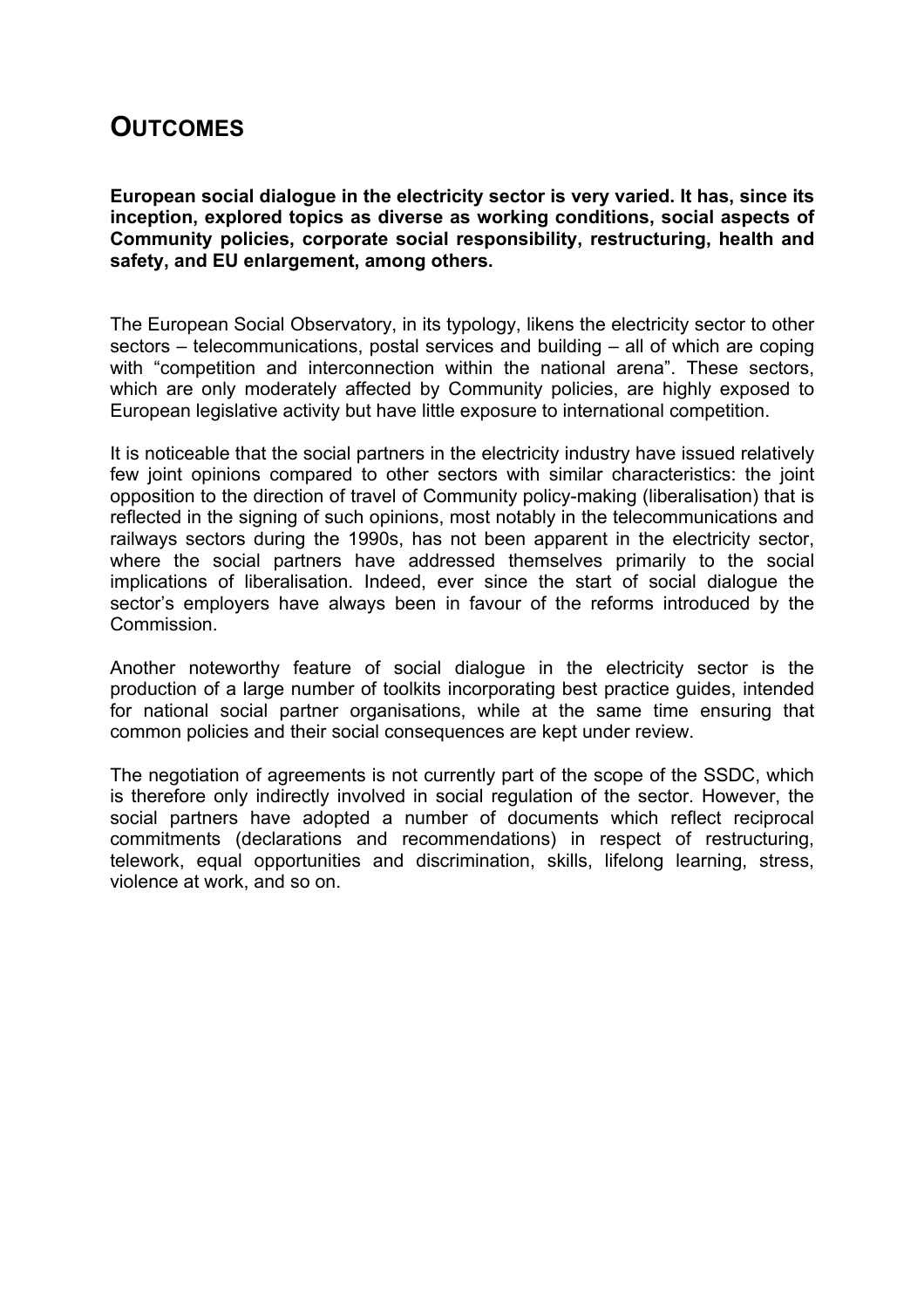# OUTCOMES

**European social dialogue in the electricity sector is very varied. It has, since its inception, explored topics as diverse as working conditions, social aspects of Community policies, corporate social responsibility, restructuring, health and safety, and EU enlargement, among others.**

The European Social Observatory, in its typology, likens the electricity sector to other sectors – telecommunications, postal services and building – all of which are coping with "competition and interconnection within the national arena". These sectors, which are only moderately affected by Community policies, are highly exposed to European legislative activity but have little exposure to international competition.

It is noticeable that the social partners in the electricity industry have issued relatively few joint opinions compared to other sectors with similar characteristics: the joint opposition to the direction of travel of Community policy-making (liberalisation) that is reflected in the signing of such opinions, most notably in the telecommunications and railways sectors during the 1990s, has not been apparent in the electricity sector, where the social partners have addressed themselves primarily to the social implications of liberalisation. Indeed, ever since the start of social dialogue the sector's employers have always been in favour of the reforms introduced by the Commission.

Another noteworthy feature of social dialogue in the electricity sector is the production of a large number of toolkits incorporating best practice guides, intended for national social partner organisations, while at the same time ensuring that common policies and their social consequences are kept under review.

The negotiation of agreements is not currently part of the scope of the SSDC, which is therefore only indirectly involved in social regulation of the sector. However, the social partners have adopted a number of documents which reflect reciprocal commitments (declarations and recommendations) in respect of restructuring, telework, equal opportunities and discrimination, skills, lifelong learning, stress, violence at work, and so on.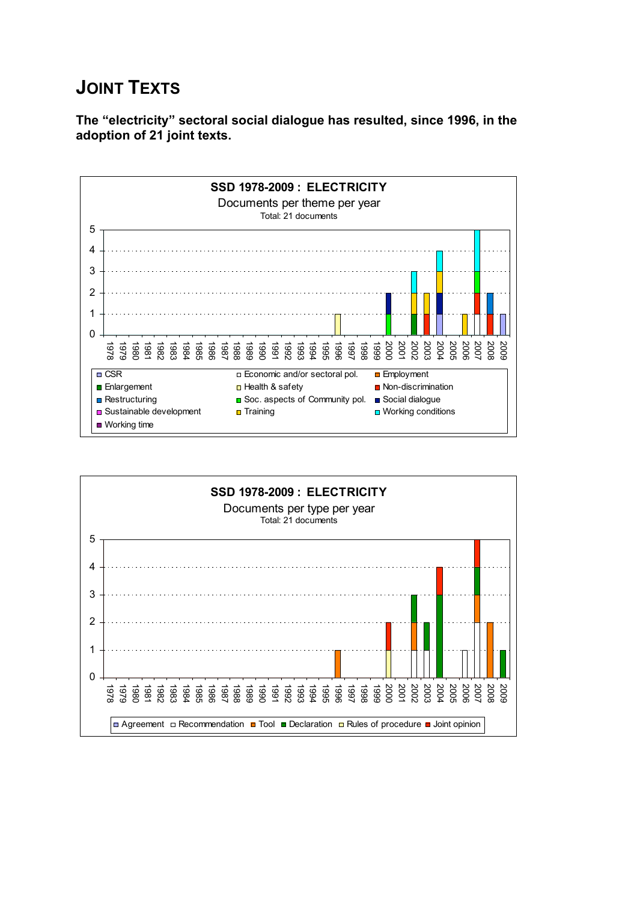# JOINT TEXTS

**The "electricity" sectoral social dialogue has resulted, since 1996, in the adoption of 21 joint texts.**

**SSD 1978-2009 : ELECTRICITY**

Documents per theme per year

Total: 21 documents

CSR · Economic and/or sectoral pol. · Employment · Enlargement · Health & safety · Non-discrimination · Restructuring · Soc. aspects of Community pol. · Social dialogue · Sustainable development · Training · Working conditions · Working time

**SSD 1978-2009 : ELECTRICITY**

Documents per type per year

Total: 21 documents

Agreement · Recommendation · Tool · Declaration · Rules of procedure · Joint opinion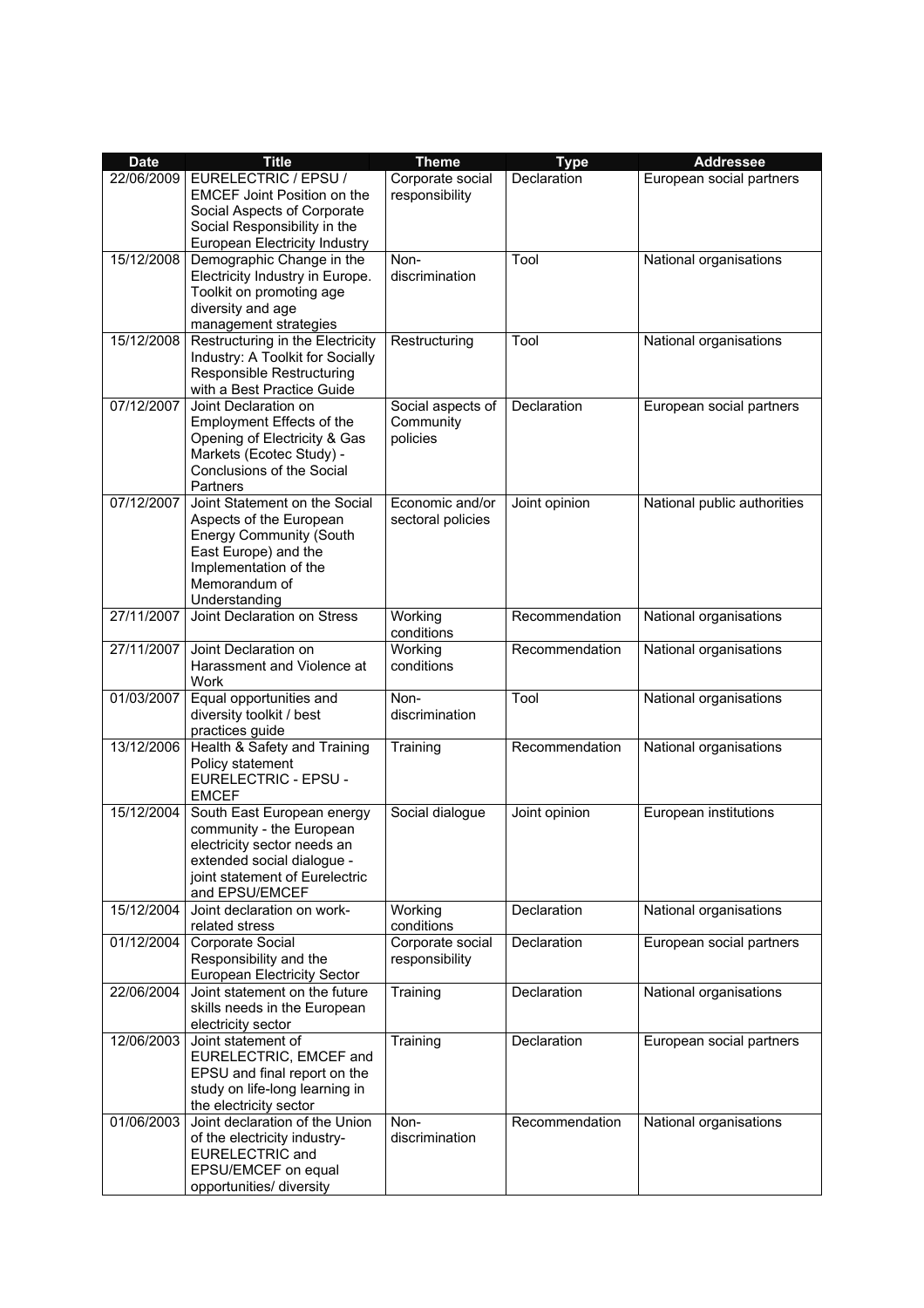| Date | Title | Theme | Type | Addressee |
|---|---|---|---|---|
| 22/06/2009 | EURELECTRIC / EPSU / EMCEF Joint Position on the Social Aspects of Corporate Social Responsibility in the European Electricity Industry | Corporate social responsibility | Declaration | European social partners |
| 15/12/2008 | Demographic Change in the Electricity Industry in Europe. Toolkit on promoting age diversity and age management strategies | Non-discrimination | Tool | National organisations |
| 15/12/2008 | Restructuring in the Electricity Industry: A Toolkit for Socially Responsible Restructuring with a Best Practice Guide | Restructuring | Tool | National organisations |
| 07/12/2007 | Joint Declaration on Employment Effects of the Opening of Electricity & Gas Markets (Ecotec Study) - Conclusions of the Social Partners | Social aspects of Community policies | Declaration | European social partners |
| 07/12/2007 | Joint Statement on the Social Aspects of the European Energy Community (South East Europe) and the Implementation of the Memorandum of Understanding | Economic and/or sectoral policies | Joint opinion | National public authorities |
| 27/11/2007 | Joint Declaration on Stress | Working conditions | Recommendation | National organisations |
| 27/11/2007 | Joint Declaration on Harassment and Violence at Work | Working conditions | Recommendation | National organisations |
| 01/03/2007 | Equal opportunities and diversity toolkit / best practices guide | Non-discrimination | Tool | National organisations |
| 13/12/2006 | Health & Safety and Training Policy statement EURELECTRIC - EPSU - EMCEF | Training | Recommendation | National organisations |
| 15/12/2004 | South East European energy community - the European electricity sector needs an extended social dialogue - joint statement of Eurelectric and EPSU/EMCEF | Social dialogue | Joint opinion | European institutions |
| 15/12/2004 | Joint declaration on work-related stress | Working conditions | Declaration | National organisations |
| 01/12/2004 | Corporate Social Responsibility and the European Electricity Sector | Corporate social responsibility | Declaration | European social partners |
| 22/06/2004 | Joint statement on the future skills needs in the European electricity sector | Training | Declaration | National organisations |
| 12/06/2003 | Joint statement of EURELECTRIC, EMCEF and EPSU and final report on the study on life-long learning in the electricity sector | Training | Declaration | European social partners |
| 01/06/2003 | Joint declaration of the Union of the electricity industry-EURELECTRIC and EPSU/EMCEF on equal opportunities/ diversity | Non-discrimination | Recommendation | National organisations |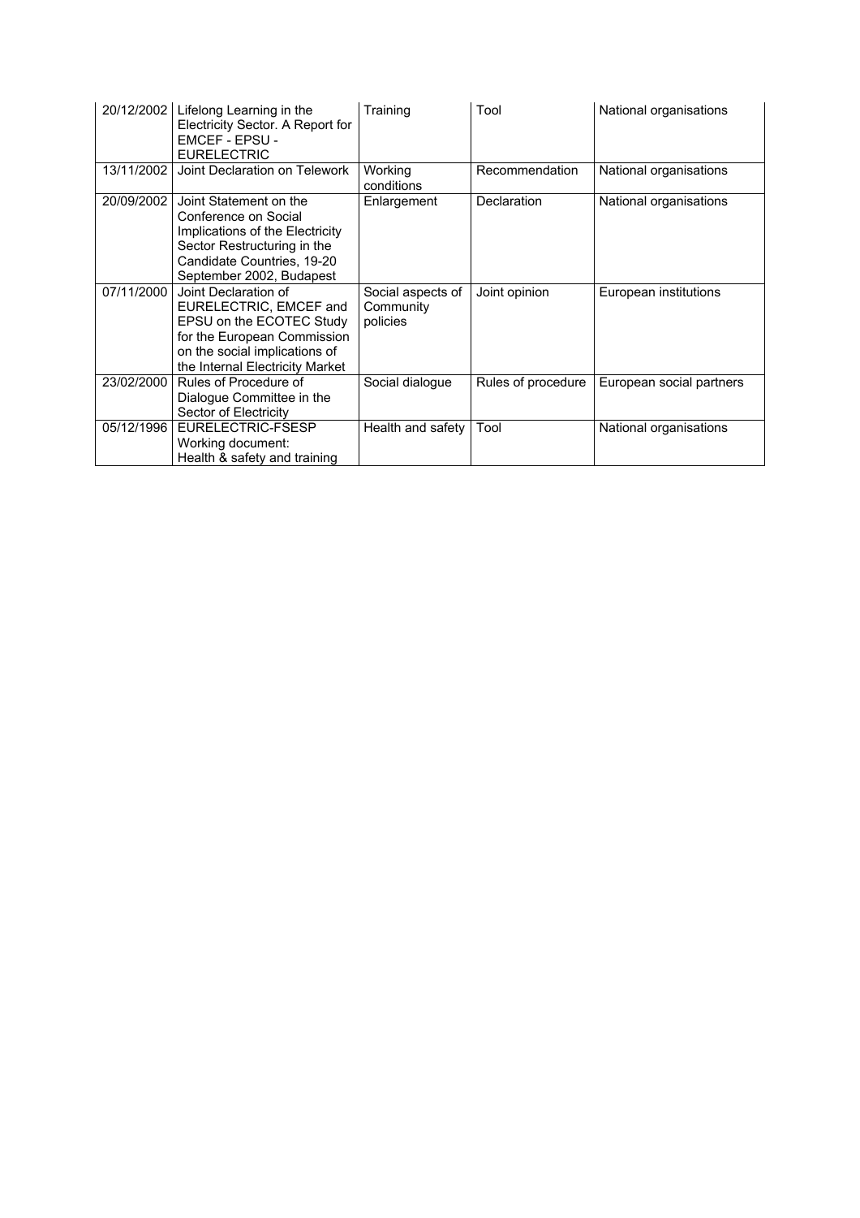| | | | | |
|---|---|---|---|---|
| 20/12/2002 | Lifelong Learning in the Electricity Sector. A Report for EMCEF - EPSU - EURELECTRIC | Training | Tool | National organisations |
| 13/11/2002 | Joint Declaration on Telework | Working conditions | Recommendation | National organisations |
| 20/09/2002 | Joint Statement on the Conference on Social Implications of the Electricity Sector Restructuring in the Candidate Countries, 19-20 September 2002, Budapest | Enlargement | Declaration | National organisations |
| 07/11/2000 | Joint Declaration of EURELECTRIC, EMCEF and EPSU on the ECOTEC Study for the European Commission on the social implications of the Internal Electricity Market | Social aspects of Community policies | Joint opinion | European institutions |
| 23/02/2000 | Rules of Procedure of Dialogue Committee in the Sector of Electricity | Social dialogue | Rules of procedure | European social partners |
| 05/12/1996 | EURELECTRIC-FSESP Working document: Health & safety and training | Health and safety | Tool | National organisations |